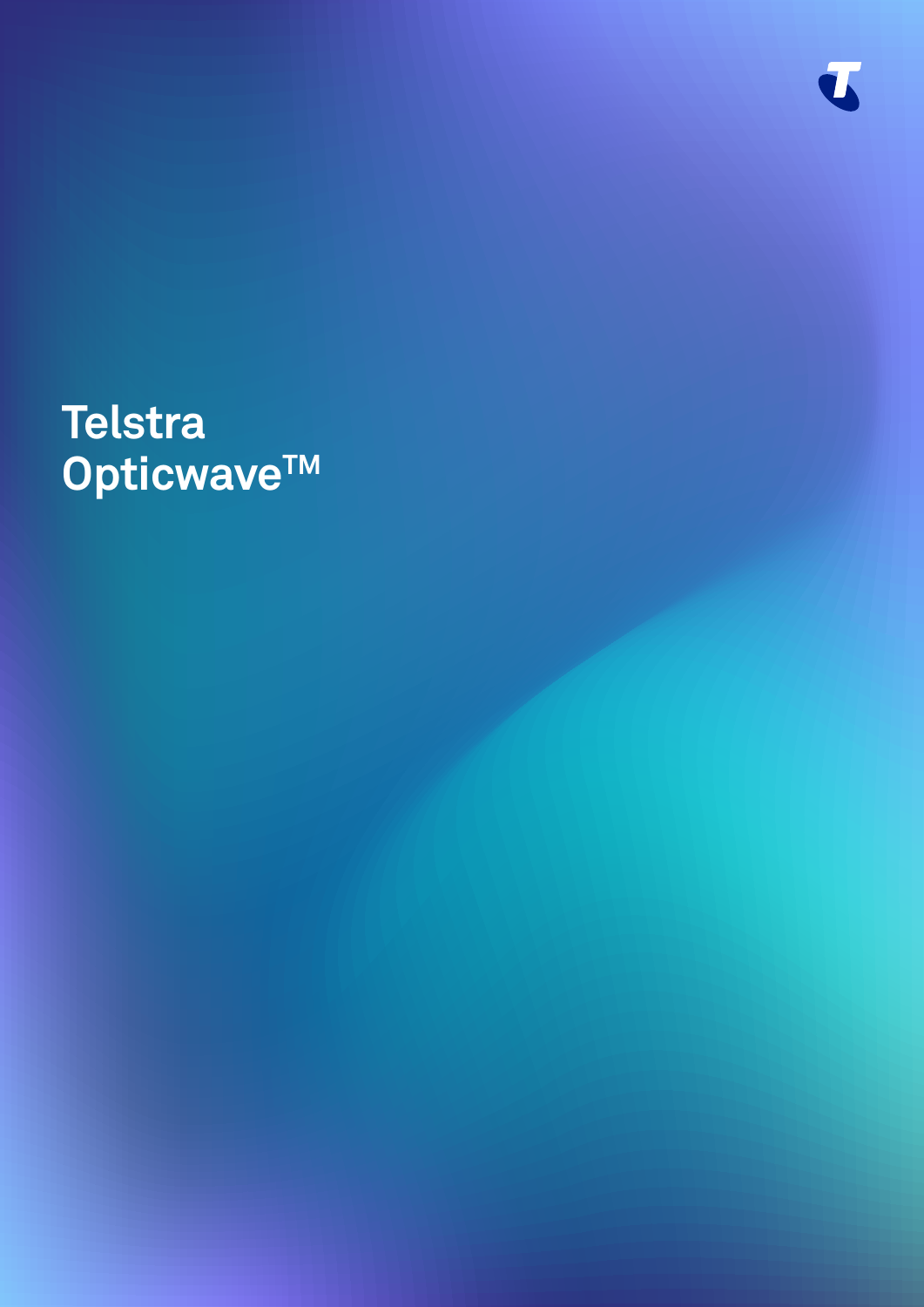# Telstra Opticwave™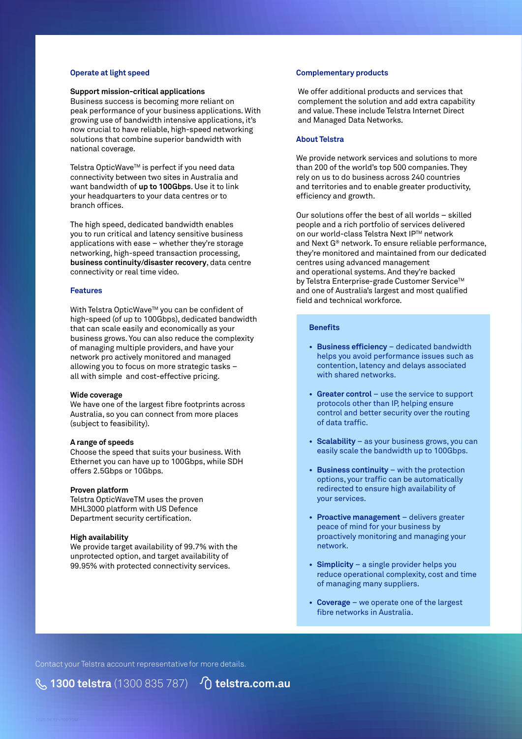## Operate at light speed

### Support mission-critical applications

Business success is becoming more reliant on peak performance of your business applications. With growing use of bandwidth intensive applications, it's now crucial to have reliable, high-speed networking solutions that combine superior bandwidth with national coverage.

Telstra OpticWave™ is perfect if you need data connectivity between two sites in Australia and want bandwidth of **up to 100Gbps**. Use it to link your headquarters to your data centres or to branch offices.

The high speed, dedicated bandwidth enables you to run critical and latency sensitive business applications with ease – whether they're storage networking, high-speed transaction processing, **business continuity/disaster recovery**, data centre connectivity or real time video.

## Features

With Telstra OpticWave™ you can be confident of high-speed (of up to 100Gbps), dedicated bandwidth that can scale easily and economically as your business grows. You can also reduce the complexity of managing multiple providers, and have your network pro actively monitored and managed allowing you to focus on more strategic tasks – all with simple and cost-effective pricing.

### Wide coverage

We have one of the largest fibre footprints across Australia, so you can connect from more places (subject to feasibility).

### A range of speeds

Choose the speed that suits your business. With Ethernet you can have up to 100Gbps, while SDH offers 2.5Gbps or 10Gbps.

### Proven platform

Telstra OpticWaveTM uses the proven MHL3000 platform with US Defence Department security certification.

### High availability

We provide target availability of 99.7% with the unprotected option, and target availability of 99.95% with protected connectivity services.

## Complementary products

We offer additional products and services that complement the solution and add extra capability and value. These include Telstra Internet Direct and Managed Data Networks.

## About Telstra

We provide network services and solutions to more than 200 of the world's top 500 companies. They rely on us to do business across 240 countries and territories and to enable greater productivity, efficiency and growth.

Our solutions offer the best of all worlds – skilled people and a rich portfolio of services delivered on our world-class Telstra Next IP™ network and Next G® network. To ensure reliable performance, they're monitored and maintained from our dedicated centres using advanced management and operational systems. And they're backed by Telstra Enterprise-grade Customer Service™ and one of Australia's largest and most qualified field and technical workforce.

### Benefits

- **Business efficiency** – dedicated bandwidth helps you avoid performance issues such as contention, latency and delays associated with shared networks.
- **Greater control** – use the service to support protocols other than IP, helping ensure control and better security over the routing of data traffic.
- **Scalability** – as your business grows, you can easily scale the bandwidth up to 100Gbps.
- **Business continuity** – with the protection options, your traffic can be automatically redirected to ensure high availability of your services.
- **Proactive management** – delivers greater peace of mind for your business by proactively monitoring and managing your network.
- **Simplicity** – a single provider helps you reduce operational complexity, cost and time of managing many suppliers.
- **Coverage** – we operate one of the largest fibre networks in Australia.

Contact your Telstra account representative for more details.

**1300 telstra** (1300 835 787) **telstra.com.au**